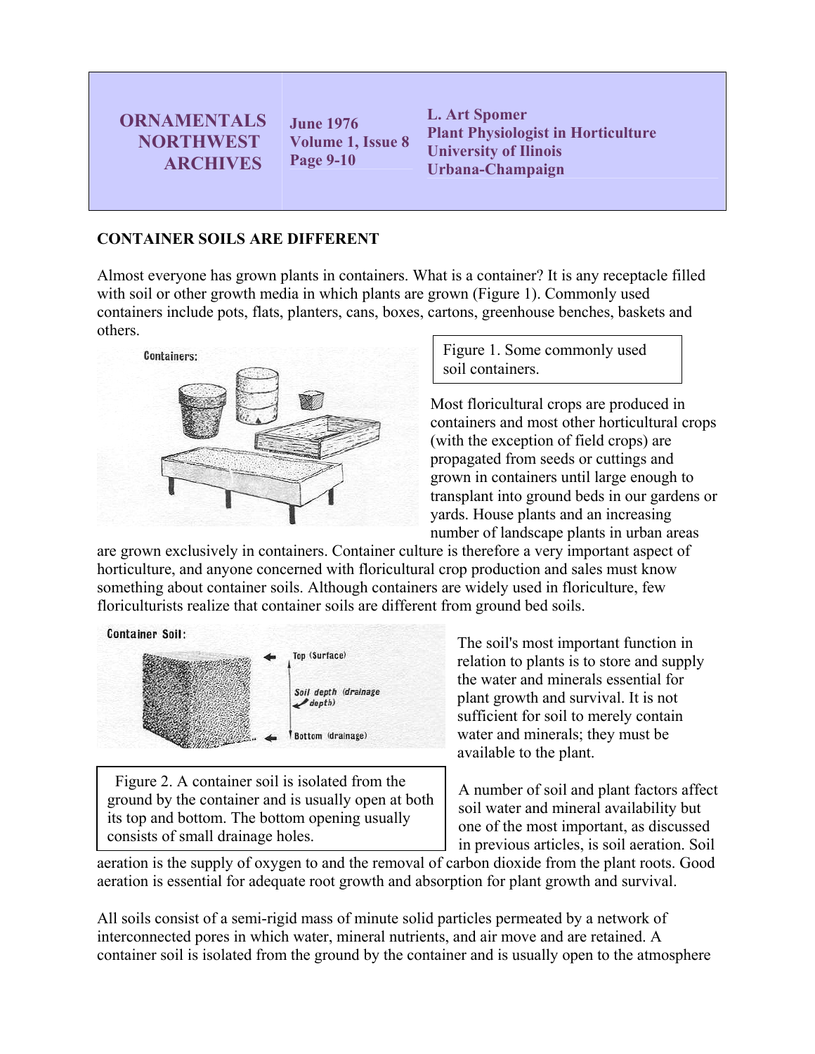# CONTAINER SOILS ARE DIFFERENT

Almost everyone has grown plants in containers. What is a container? It is any receptacle filled with soil or other growth media in which plants are grown (Figure 1). Commonly used containers include pots, flats, planters, cans, boxes, cartons, greenhouse benches, baskets and others.

Figure 1. Some commonly used soil containers.

Most floricultural crops are produced in containers and most other horticultural crops (with the exception of field crops) are propagated from seeds or cuttings and grown in containers until large enough to transplant into ground beds in our gardens or yards. House plants and an increasing number of landscape plants in urban areas are grown exclusively in containers. Container culture is therefore a very important aspect of horticulture, and anyone concerned with floricultural crop production and sales must know something about container soils. Although containers are widely used in floriculture, few floriculturists realize that container soils are different from ground bed soils.

Figure 2. A container soil is isolated from the ground by the container and is usually open at both its top and bottom. The bottom opening usually consists of small drainage holes.

The soil's most important function in relation to plants is to store and supply the water and minerals essential for plant growth and survival. It is not sufficient for soil to merely contain water and minerals; they must be available to the plant.

A number of soil and plant factors affect soil water and mineral availability but one of the most important, as discussed in previous articles, is soil aeration. Soil aeration is the supply of oxygen to and the removal of carbon dioxide from the plant roots. Good aeration is essential for adequate root growth and absorption for plant growth and survival.

All soils consist of a semi-rigid mass of minute solid particles permeated by a network of interconnected pores in which water, mineral nutrients, and air move and are retained. A container soil is isolated from the ground by the container and is usually open to the atmosphere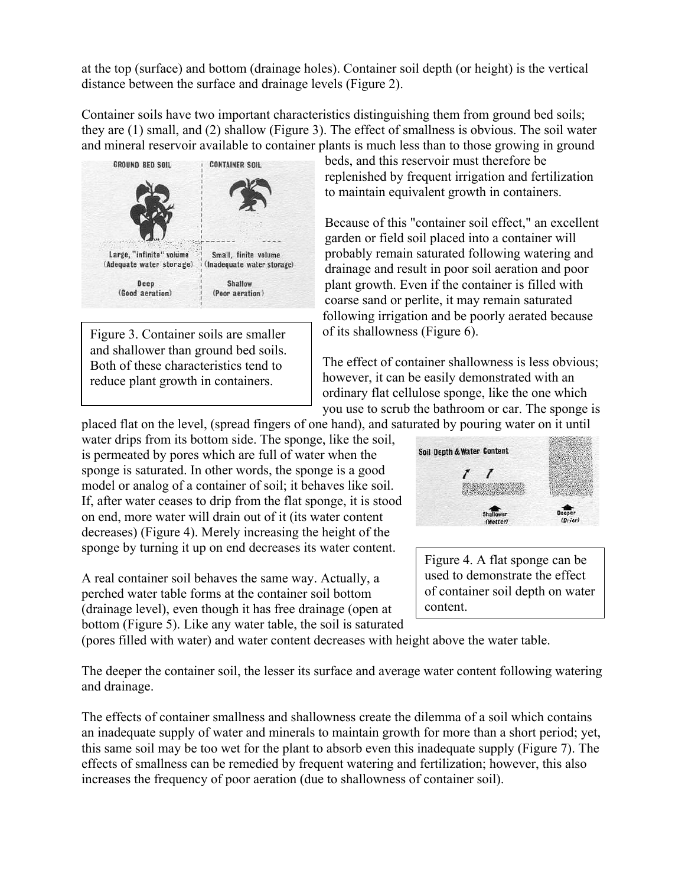at the top (surface) and bottom (drainage holes). Container soil depth (or height) is the vertical distance between the surface and drainage levels (Figure 2).

Container soils have two important characteristics distinguishing them from ground bed soils; they are (1) small, and (2) shallow (Figure 3). The effect of smallness is obvious. The soil water and mineral reservoir available to container plants is much less than to those growing in ground beds, and this reservoir must therefore be replenished by frequent irrigation and fertilization to maintain equivalent growth in containers.

Figure 3. Container soils are smaller and shallower than ground bed soils. Both of these characteristics tend to reduce plant growth in containers.

Because of this "container soil effect," an excellent garden or field soil placed into a container will probably remain saturated following watering and drainage and result in poor soil aeration and poor plant growth. Even if the container is filled with coarse sand or perlite, it may remain saturated following irrigation and be poorly aerated because of its shallowness (Figure 6).

The effect of container shallowness is less obvious; however, it can be easily demonstrated with an ordinary flat cellulose sponge, like the one which you use to scrub the bathroom or car. The sponge is placed flat on the level, (spread fingers of one hand), and saturated by pouring water on it until water drips from its bottom side. The sponge, like the soil, is permeated by pores which are full of water when the sponge is saturated. In other words, the sponge is a good model or analog of a container of soil; it behaves like soil. If, after water ceases to drip from the flat sponge, it is stood on end, more water will drain out of it (its water content decreases) (Figure 4). Merely increasing the height of the sponge by turning it up on end decreases its water content.

Figure 4. A flat sponge can be used to demonstrate the effect of container soil depth on water content.

A real container soil behaves the same way. Actually, a perched water table forms at the container soil bottom (drainage level), even though it has free drainage (open at bottom (Figure 5). Like any water table, the soil is saturated (pores filled with water) and water content decreases with height above the water table.

The deeper the container soil, the lesser its surface and average water content following watering and drainage.

The effects of container smallness and shallowness create the dilemma of a soil which contains an inadequate supply of water and minerals to maintain growth for more than a short period; yet, this same soil may be too wet for the plant to absorb even this inadequate supply (Figure 7). The effects of smallness can be remedied by frequent watering and fertilization; however, this also increases the frequency of poor aeration (due to shallowness of container soil).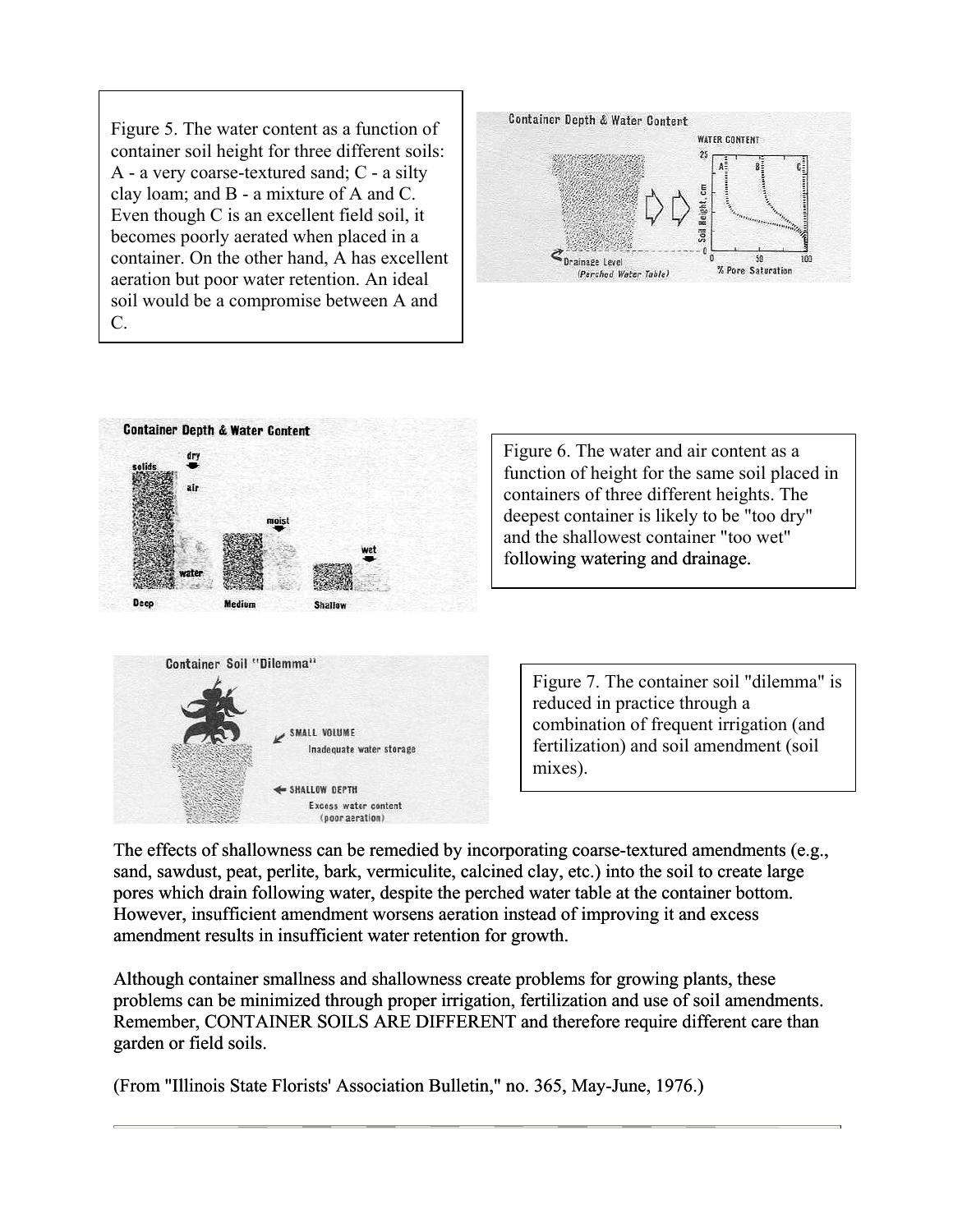Figure 5. The water content as a function of container soil height for three different soils: A - a very coarse-textured sand; C - a silty clay loam; and B - a mixture of A and C. Even though C is an excellent field soil, it becomes poorly aerated when placed in a container. On the other hand, A has excellent aeration but poor water retention. An ideal soil would be a compromise between A and C.

Figure 6. The water and air content as a function of height for the same soil placed in containers of three different heights. The deepest container is likely to be "too dry" and the shallowest container "too wet" following watering and drainage.

Figure 7. The container soil "dilemma" is reduced in practice through a combination of frequent irrigation (and fertilization) and soil amendment (soil mixes).

The effects of shallowness can be remedied by incorporating coarse-textured amendments (e.g., sand, sawdust, peat, perlite, bark, vermiculite, calcined clay, etc.) into the soil to create large pores which drain following water, despite the perched water table at the container bottom. However, insufficient amendment worsens aeration instead of improving it and excess amendment results in insufficient water retention for growth.

Although container smallness and shallowness create problems for growing plants, these problems can be minimized through proper irrigation, fertilization and use of soil amendments. Remember, CONTAINER SOILS ARE DIFFERENT and therefore require different care than garden or field soils.

(From "Illinois State Florists' Association Bulletin," no. 365, May-June, 1976.)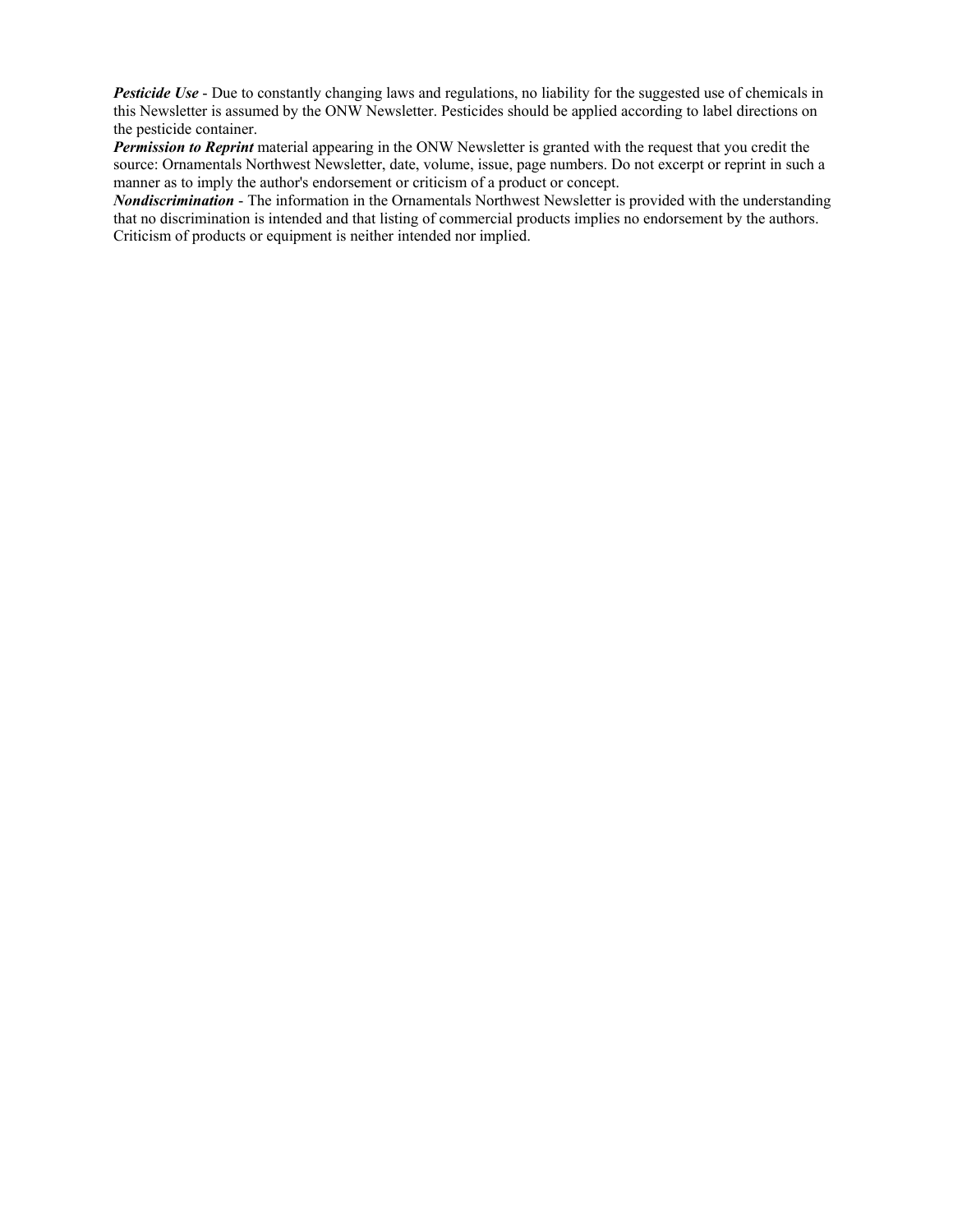***Pesticide Use*** - Due to constantly changing laws and regulations, no liability for the suggested use of chemicals in this Newsletter is assumed by the ONW Newsletter. Pesticides should be applied according to label directions on the pesticide container.

***Permission to Reprint*** material appearing in the ONW Newsletter is granted with the request that you credit the source: Ornamentals Northwest Newsletter, date, volume, issue, page numbers. Do not excerpt or reprint in such a manner as to imply the author's endorsement or criticism of a product or concept.

***Nondiscrimination*** - The information in the Ornamentals Northwest Newsletter is provided with the understanding that no discrimination is intended and that listing of commercial products implies no endorsement by the authors. Criticism of products or equipment is neither intended nor implied.